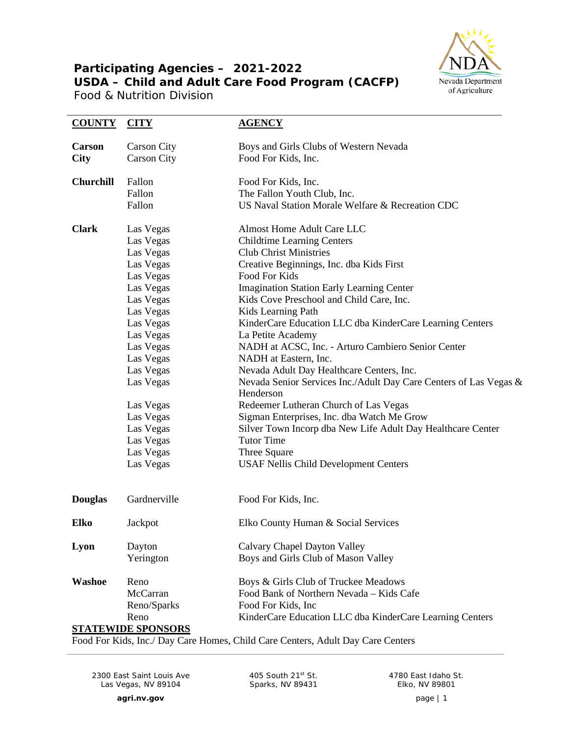# Participating Agencies – 2021-2022
## USDA – Child and Adult Care Food Program (CACFP)
Food & Nutrition Division

| COUNTY | CITY | AGENCY |
|---|---|---|
| Carson City | Carson City | Boys and Girls Clubs of Western Nevada |
| | Carson City | Food For Kids, Inc. |
| Churchill | Fallon | Food For Kids, Inc. |
| | Fallon | The Fallon Youth Club, Inc. |
| | Fallon | US Naval Station Morale Welfare & Recreation CDC |
| Clark | Las Vegas | Almost Home Adult Care LLC |
| | Las Vegas | Childtime Learning Centers |
| | Las Vegas | Club Christ Ministries |
| | Las Vegas | Creative Beginnings, Inc. dba Kids First |
| | Las Vegas | Food For Kids |
| | Las Vegas | Imagination Station Early Learning Center |
| | Las Vegas | Kids Cove Preschool and Child Care, Inc. |
| | Las Vegas | Kids Learning Path |
| | Las Vegas | KinderCare Education LLC dba KinderCare Learning Centers |
| | Las Vegas | La Petite Academy |
| | Las Vegas | NADH at ACSC, Inc. - Arturo Cambiero Senior Center |
| | Las Vegas | NADH at Eastern, Inc. |
| | Las Vegas | Nevada Adult Day Healthcare Centers, Inc. |
| | Las Vegas | Nevada Senior Services Inc./Adult Day Care Centers of Las Vegas & Henderson |
| | Las Vegas | Redeemer Lutheran Church of Las Vegas |
| | Las Vegas | Sigman Enterprises, Inc. dba Watch Me Grow |
| | Las Vegas | Silver Town Incorp dba New Life Adult Day Healthcare Center |
| | Las Vegas | Tutor Time |
| | Las Vegas | Three Square |
| | Las Vegas | USAF Nellis Child Development Centers |
| Douglas | Gardnerville | Food For Kids, Inc. |
| Elko | Jackpot | Elko County Human & Social Services |
| Lyon | Dayton | Calvary Chapel Dayton Valley |
| | Yerington | Boys and Girls Club of Mason Valley |
| Washoe | Reno | Boys & Girls Club of Truckee Meadows |
| | McCarran | Food Bank of Northern Nevada – Kids Cafe |
| | Reno/Sparks | Food For Kids, Inc |
| | Reno | KinderCare Education LLC dba KinderCare Learning Centers |

**STATEWIDE SPONSORS**

Food For Kids, Inc./ Day Care Homes, Child Care Centers, Adult Day Care Centers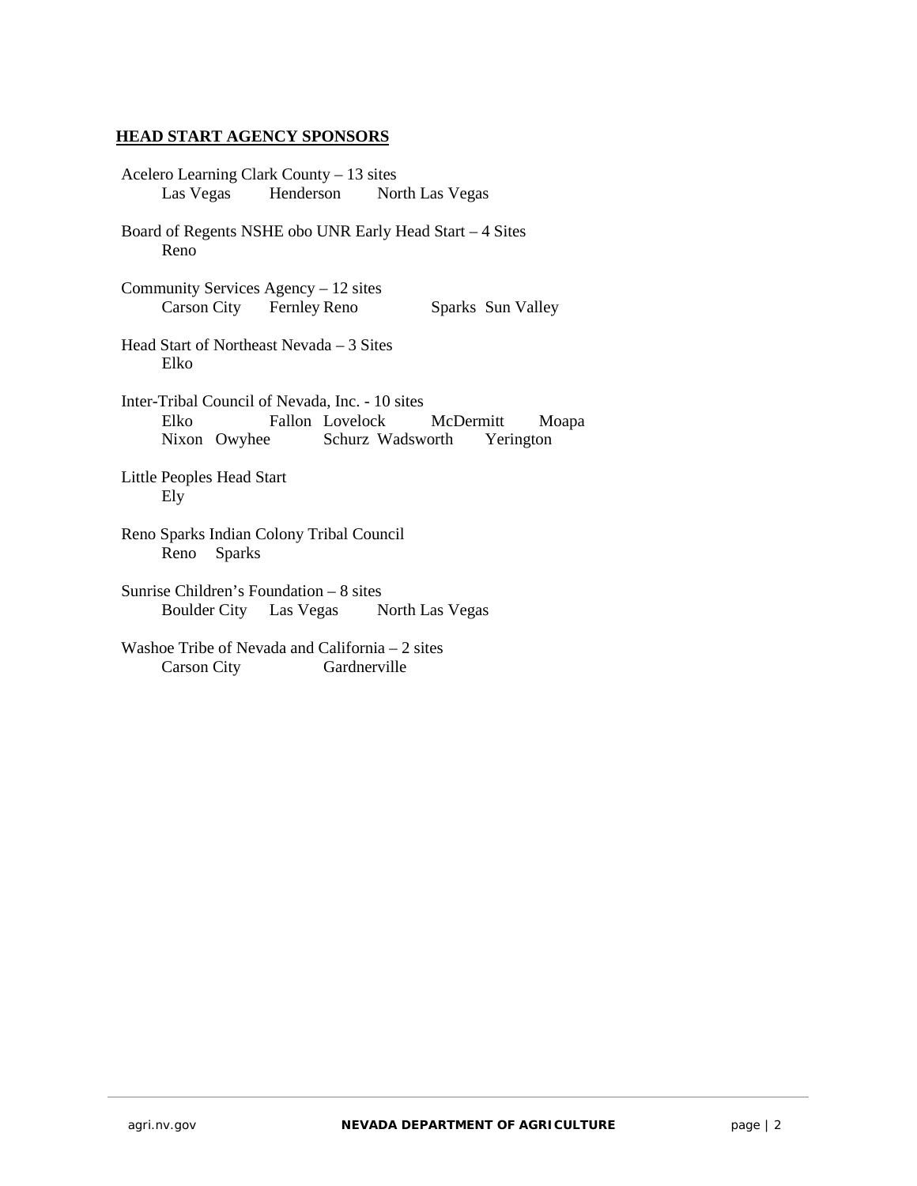## HEAD START AGENCY SPONSORS

Acelero Learning Clark County – 13 sites
Las Vegas Henderson North Las Vegas

Board of Regents NSHE obo UNR Early Head Start – 4 Sites
Reno

Community Services Agency – 12 sites
Carson City Fernley Reno Sparks Sun Valley

Head Start of Northeast Nevada – 3 Sites
Elko

Inter-Tribal Council of Nevada, Inc. - 10 sites
Elko Fallon Lovelock McDermitt Moapa
Nixon Owyhee Schurz Wadsworth Yerington

Little Peoples Head Start
Ely

Reno Sparks Indian Colony Tribal Council
Reno Sparks

Sunrise Children's Foundation – 8 sites
Boulder City Las Vegas North Las Vegas

Washoe Tribe of Nevada and California – 2 sites
Carson City Gardnerville